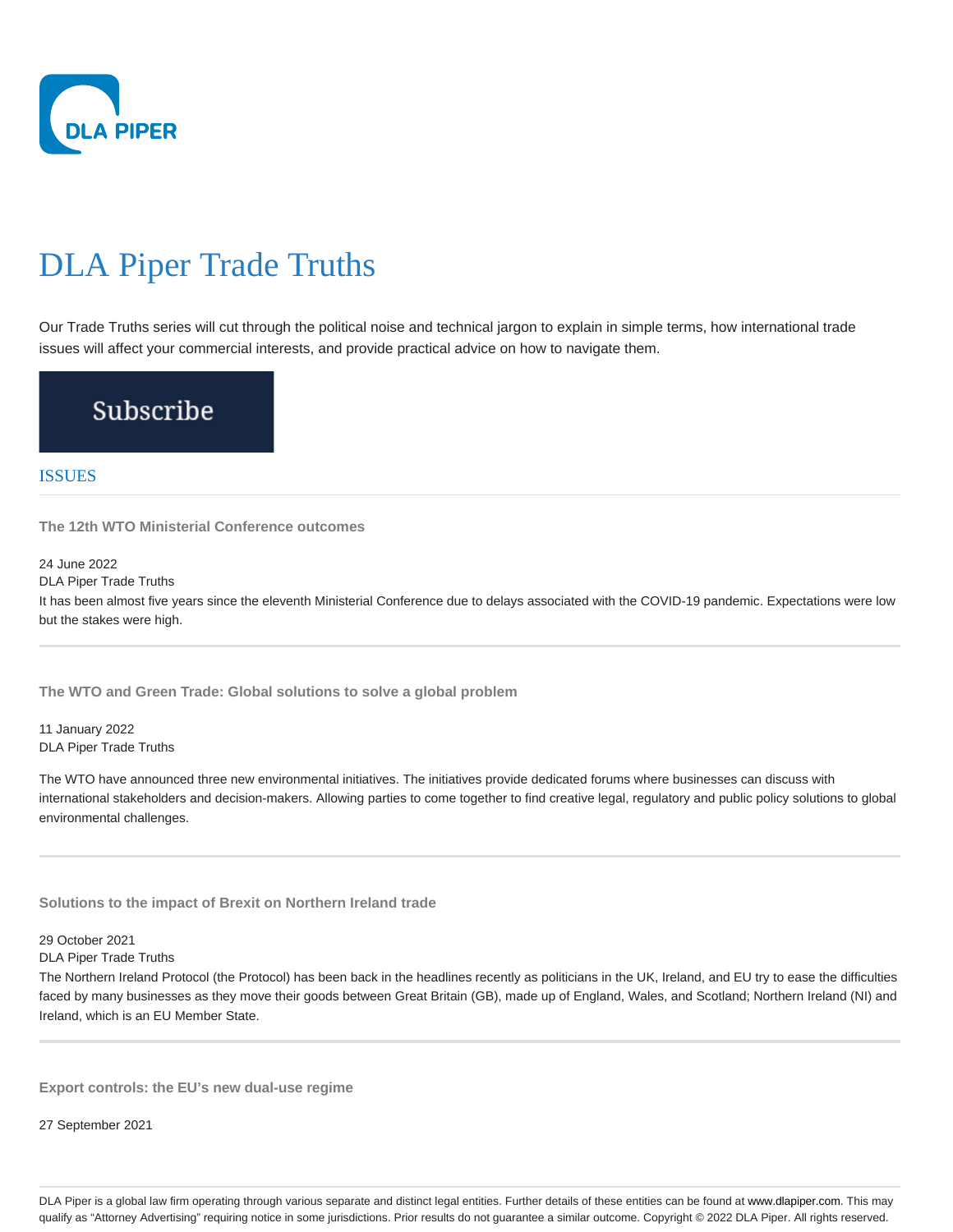# DLA Piper Trade Truths

Our Trade Truths series will cut through the political noise and technical jargon to explain in simple terms, how international trade issues will affect your commercial interests, and provide practical advice on how to navigate them.

Subscribe

## ISSUES

### The 12th WTO Ministerial Conference outcomes

24 June 2022

DLA Piper Trade Truths

It has been almost five years since the eleventh Ministerial Conference due to delays associated with the COVID-19 pandemic. Expectations were low but the stakes were high.

### The WTO and Green Trade: Global solutions to solve a global problem

11 January 2022

DLA Piper Trade Truths

The WTO have announced three new environmental initiatives. The initiatives provide dedicated forums where businesses can discuss with international stakeholders and decision-makers. Allowing parties to come together to find creative legal, regulatory and public policy solutions to global environmental challenges.

### Solutions to the impact of Brexit on Northern Ireland trade

29 October 2021

DLA Piper Trade Truths

The Northern Ireland Protocol (the Protocol) has been back in the headlines recently as politicians in the UK, Ireland, and EU try to ease the difficulties faced by many businesses as they move their goods between Great Britain (GB), made up of England, Wales, and Scotland; Northern Ireland (NI) and Ireland, which is an EU Member State.

### Export controls: the EU's new dual-use regime

27 September 2021

DLA Piper is a global law firm operating through various separate and distinct legal entities. Further details of these entities can be found at www.dlapiper.com. This may qualify as "Attorney Advertising" requiring notice in some jurisdictions. Prior results do not guarantee a similar outcome. Copyright © 2022 DLA Piper. All rights reserved.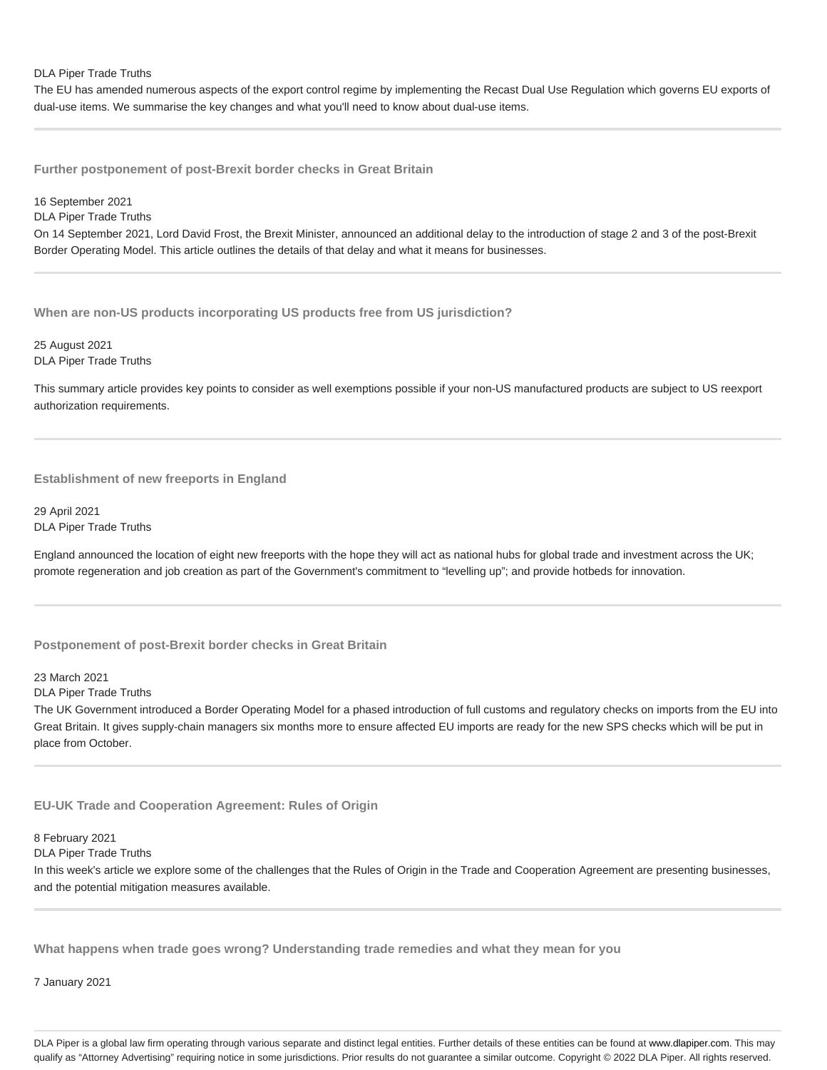DLA Piper Trade Truths

The EU has amended numerous aspects of the export control regime by implementing the Recast Dual Use Regulation which governs EU exports of dual-use items. We summarise the key changes and what you'll need to know about dual-use items.

---

### Further postponement of post-Brexit border checks in Great Britain

16 September 2021

DLA Piper Trade Truths

On 14 September 2021, Lord David Frost, the Brexit Minister, announced an additional delay to the introduction of stage 2 and 3 of the post-Brexit Border Operating Model. This article outlines the details of that delay and what it means for businesses.

---

### When are non-US products incorporating US products free from US jurisdiction?

25 August 2021

DLA Piper Trade Truths

This summary article provides key points to consider as well exemptions possible if your non-US manufactured products are subject to US reexport authorization requirements.

---

### Establishment of new freeports in England

29 April 2021

DLA Piper Trade Truths

England announced the location of eight new freeports with the hope they will act as national hubs for global trade and investment across the UK; promote regeneration and job creation as part of the Government's commitment to "levelling up"; and provide hotbeds for innovation.

---

### Postponement of post-Brexit border checks in Great Britain

23 March 2021

DLA Piper Trade Truths

The UK Government introduced a Border Operating Model for a phased introduction of full customs and regulatory checks on imports from the EU into Great Britain. It gives supply-chain managers six months more to ensure affected EU imports are ready for the new SPS checks which will be put in place from October.

---

### EU-UK Trade and Cooperation Agreement: Rules of Origin

8 February 2021

DLA Piper Trade Truths

In this week's article we explore some of the challenges that the Rules of Origin in the Trade and Cooperation Agreement are presenting businesses, and the potential mitigation measures available.

---

### What happens when trade goes wrong? Understanding trade remedies and what they mean for you

7 January 2021

DLA Piper is a global law firm operating through various separate and distinct legal entities. Further details of these entities can be found at www.dlapiper.com. This may qualify as "Attorney Advertising" requiring notice in some jurisdictions. Prior results do not guarantee a similar outcome. Copyright © 2022 DLA Piper. All rights reserved.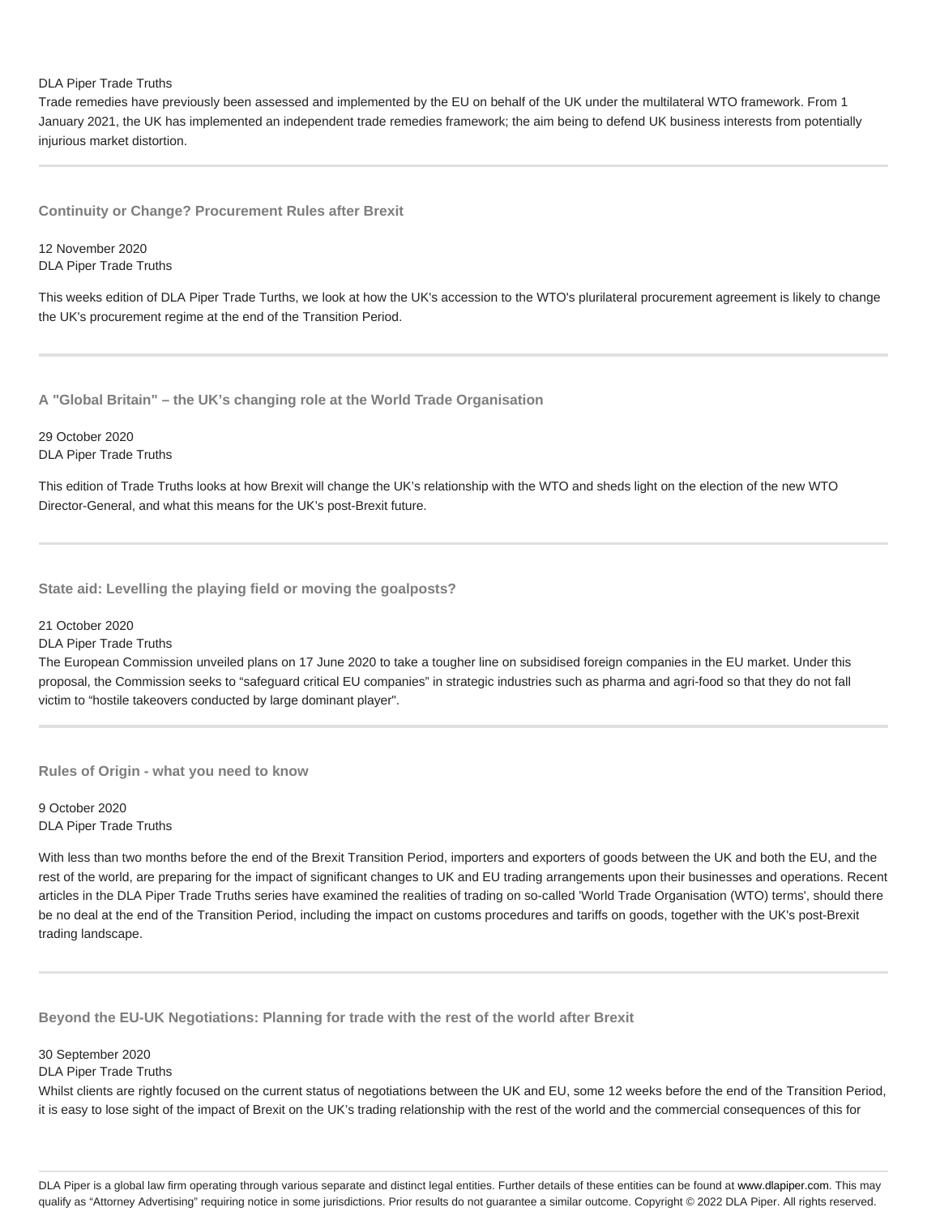DLA Piper Trade Truths

Trade remedies have previously been assessed and implemented by the EU on behalf of the UK under the multilateral WTO framework. From 1 January 2021, the UK has implemented an independent trade remedies framework; the aim being to defend UK business interests from potentially injurious market distortion.

---

### Continuity or Change? Procurement Rules after Brexit

12 November 2020

DLA Piper Trade Truths

This weeks edition of DLA Piper Trade Turths, we look at how the UK's accession to the WTO's plurilateral procurement agreement is likely to change the UK's procurement regime at the end of the Transition Period.

---

### A "Global Britain" – the UK's changing role at the World Trade Organisation

29 October 2020

DLA Piper Trade Truths

This edition of Trade Truths looks at how Brexit will change the UK's relationship with the WTO and sheds light on the election of the new WTO Director-General, and what this means for the UK's post-Brexit future.

---

### State aid: Levelling the playing field or moving the goalposts?

21 October 2020

DLA Piper Trade Truths

The European Commission unveiled plans on 17 June 2020 to take a tougher line on subsidised foreign companies in the EU market. Under this proposal, the Commission seeks to "safeguard critical EU companies" in strategic industries such as pharma and agri-food so that they do not fall victim to "hostile takeovers conducted by large dominant player".

---

### Rules of Origin - what you need to know

9 October 2020

DLA Piper Trade Truths

With less than two months before the end of the Brexit Transition Period, importers and exporters of goods between the UK and both the EU, and the rest of the world, are preparing for the impact of significant changes to UK and EU trading arrangements upon their businesses and operations. Recent articles in the DLA Piper Trade Truths series have examined the realities of trading on so-called 'World Trade Organisation (WTO) terms', should there be no deal at the end of the Transition Period, including the impact on customs procedures and tariffs on goods, together with the UK's post-Brexit trading landscape.

---

### Beyond the EU-UK Negotiations: Planning for trade with the rest of the world after Brexit

30 September 2020

DLA Piper Trade Truths

Whilst clients are rightly focused on the current status of negotiations between the UK and EU, some 12 weeks before the end of the Transition Period, it is easy to lose sight of the impact of Brexit on the UK's trading relationship with the rest of the world and the commercial consequences of this for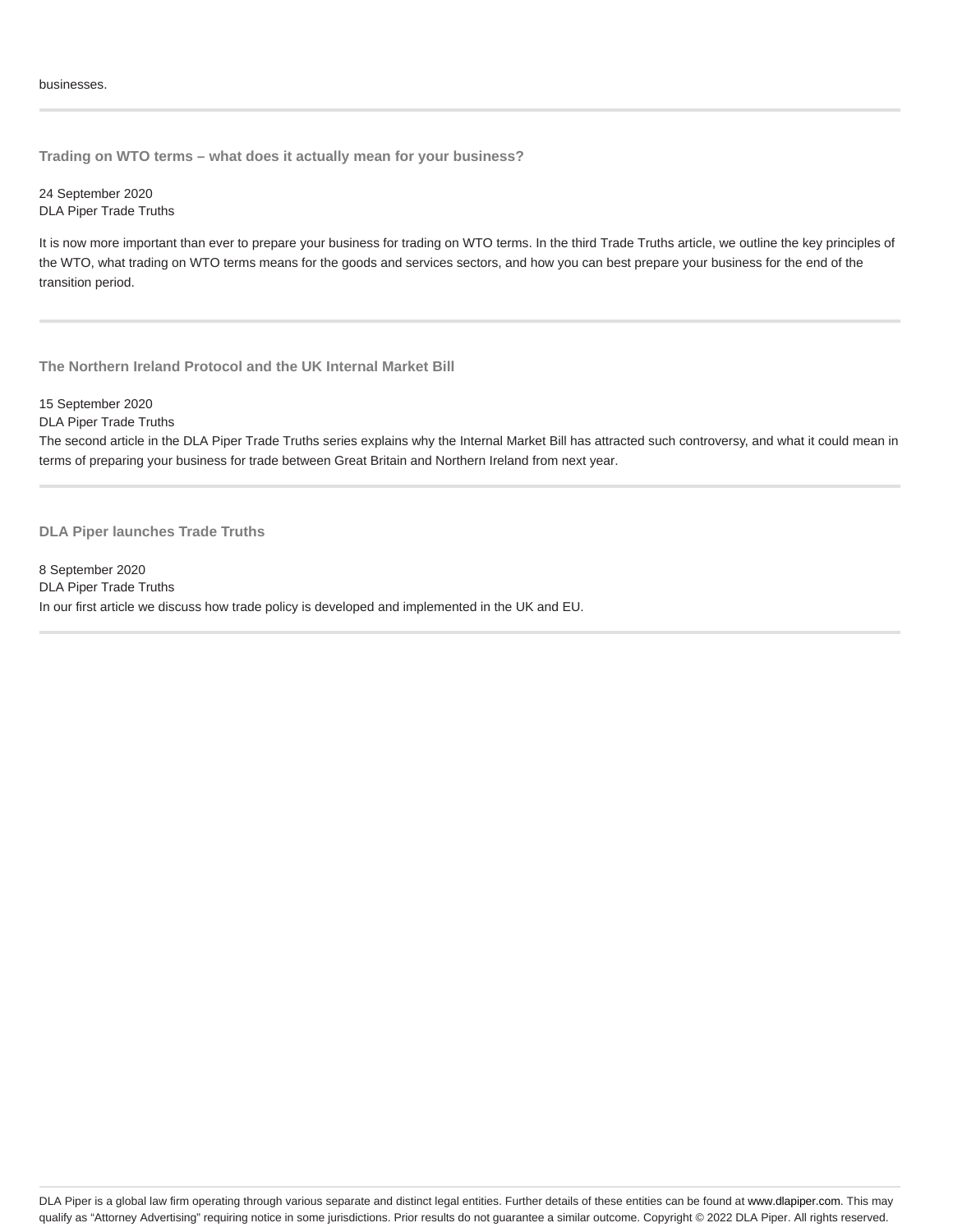businesses.

---

### Trading on WTO terms – what does it actually mean for your business?

24 September 2020
DLA Piper Trade Truths

It is now more important than ever to prepare your business for trading on WTO terms. In the third Trade Truths article, we outline the key principles of the WTO, what trading on WTO terms means for the goods and services sectors, and how you can best prepare your business for the end of the transition period.

---

### The Northern Ireland Protocol and the UK Internal Market Bill

15 September 2020
DLA Piper Trade Truths
The second article in the DLA Piper Trade Truths series explains why the Internal Market Bill has attracted such controversy, and what it could mean in terms of preparing your business for trade between Great Britain and Northern Ireland from next year.

---

### DLA Piper launches Trade Truths

8 September 2020
DLA Piper Trade Truths
In our first article we discuss how trade policy is developed and implemented in the UK and EU.

---

DLA Piper is a global law firm operating through various separate and distinct legal entities. Further details of these entities can be found at www.dlapiper.com. This may qualify as "Attorney Advertising" requiring notice in some jurisdictions. Prior results do not guarantee a similar outcome. Copyright © 2022 DLA Piper. All rights reserved.